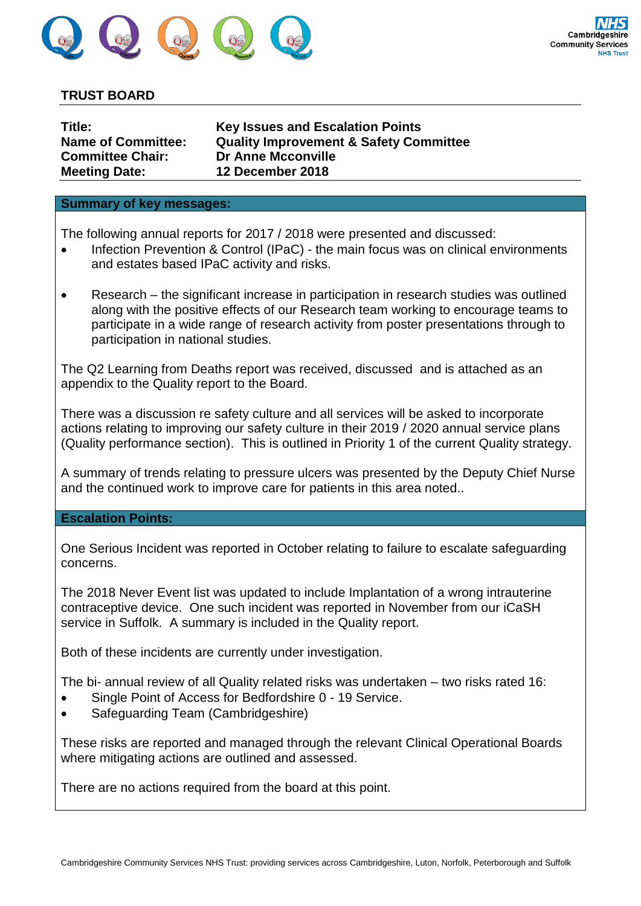**TRUST BOARD**

| | |
|---|---|
| **Title:** | **Key Issues and Escalation Points** |
| **Name of Committee:** | **Quality Improvement & Safety Committee** |
| **Committee Chair:** | **Dr Anne Mcconville** |
| **Meeting Date:** | **12 December 2018** |

## Summary of key messages:

The following annual reports for 2017 / 2018 were presented and discussed:

- Infection Prevention & Control (IPaC) - the main focus was on clinical environments and estates based IPaC activity and risks.
- Research – the significant increase in participation in research studies was outlined along with the positive effects of our Research team working to encourage teams to participate in a wide range of research activity from poster presentations through to participation in national studies.

The Q2 Learning from Deaths report was received, discussed and is attached as an appendix to the Quality report to the Board.

There was a discussion re safety culture and all services will be asked to incorporate actions relating to improving our safety culture in their 2019 / 2020 annual service plans (Quality performance section). This is outlined in Priority 1 of the current Quality strategy.

A summary of trends relating to pressure ulcers was presented by the Deputy Chief Nurse and the continued work to improve care for patients in this area noted..

## Escalation Points:

One Serious Incident was reported in October relating to failure to escalate safeguarding concerns.

The 2018 Never Event list was updated to include Implantation of a wrong intrauterine contraceptive device. One such incident was reported in November from our iCaSH service in Suffolk. A summary is included in the Quality report.

Both of these incidents are currently under investigation.

The bi- annual review of all Quality related risks was undertaken – two risks rated 16:

- Single Point of Access for Bedfordshire 0 - 19 Service.
- Safeguarding Team (Cambridgeshire)

These risks are reported and managed through the relevant Clinical Operational Boards where mitigating actions are outlined and assessed.

There are no actions required from the board at this point.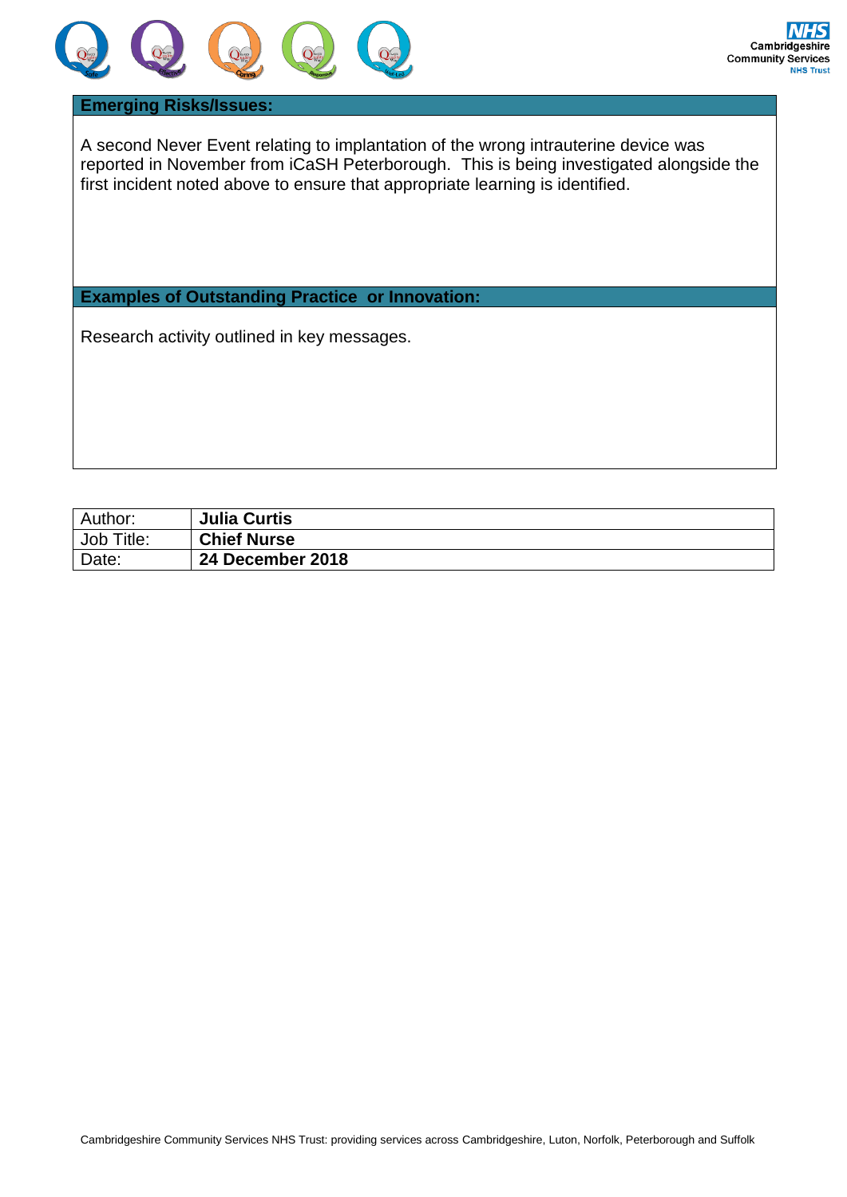**Emerging Risks/Issues:**

A second Never Event relating to implantation of the wrong intrauterine device was reported in November from iCaSH Peterborough. This is being investigated alongside the first incident noted above to ensure that appropriate learning is identified.

**Examples of Outstanding Practice or Innovation:**

Research activity outlined in key messages.

| | |
|---|---|
| Author: | **Julia Curtis** |
| Job Title: | **Chief Nurse** |
| Date: | **24 December 2018** |